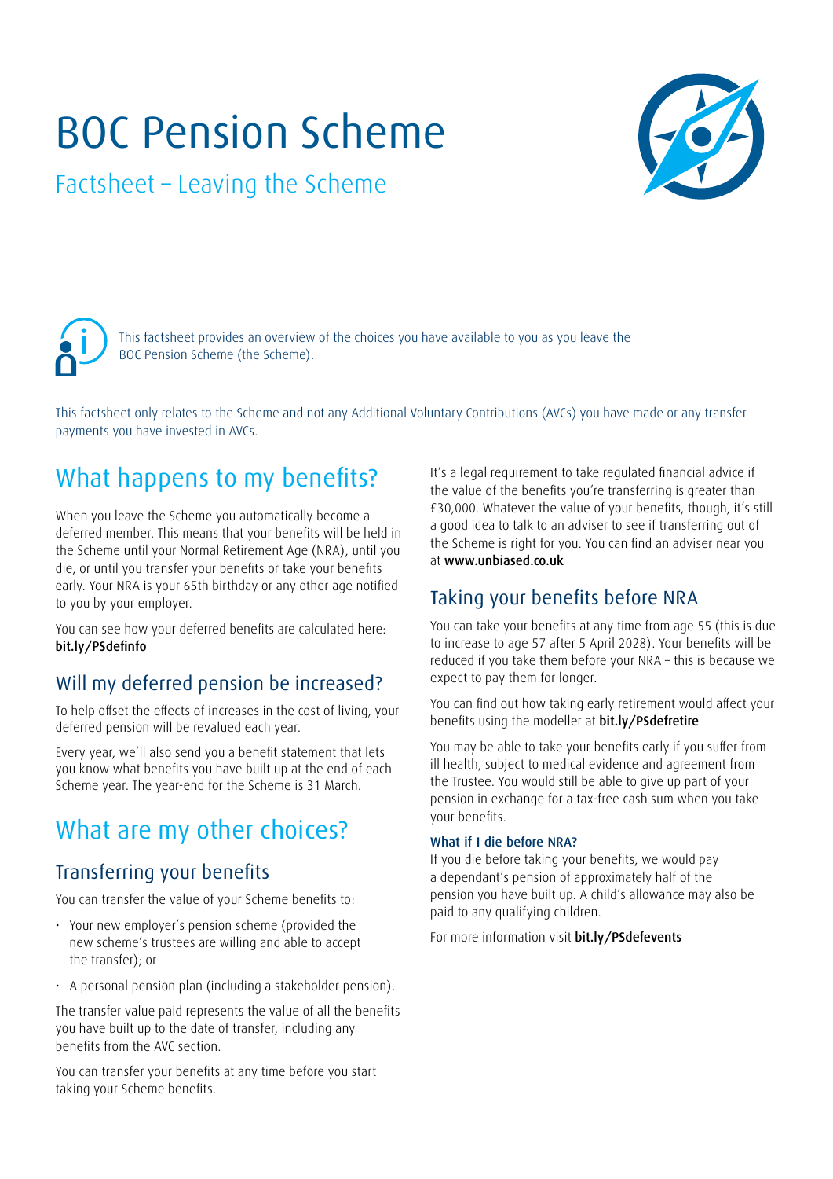# BOC Pension Scheme

## Factsheet – Leaving the Scheme

This factsheet provides an overview of the choices you have available to you as you leave the BOC Pension Scheme (the Scheme).

This factsheet only relates to the Scheme and not any Additional Voluntary Contributions (AVCs) you have made or any transfer payments you have invested in AVCs.

## What happens to my benefits?

When you leave the Scheme you automatically become a deferred member. This means that your benefits will be held in the Scheme until your Normal Retirement Age (NRA), until you die, or until you transfer your benefits or take your benefits early. Your NRA is your 65th birthday or any other age notified to you by your employer.

You can see how your deferred benefits are calculated here: **bit.ly/PSdefinfo**

### Will my deferred pension be increased?

To help offset the effects of increases in the cost of living, your deferred pension will be revalued each year.

Every year, we'll also send you a benefit statement that lets you know what benefits you have built up at the end of each Scheme year. The year-end for the Scheme is 31 March.

## What are my other choices?

### Transferring your benefits

You can transfer the value of your Scheme benefits to:

- Your new employer's pension scheme (provided the new scheme's trustees are willing and able to accept the transfer); or
- A personal pension plan (including a stakeholder pension).

The transfer value paid represents the value of all the benefits you have built up to the date of transfer, including any benefits from the AVC section.

You can transfer your benefits at any time before you start taking your Scheme benefits.

It's a legal requirement to take regulated financial advice if the value of the benefits you're transferring is greater than £30,000. Whatever the value of your benefits, though, it's still a good idea to talk to an adviser to see if transferring out of the Scheme is right for you. You can find an adviser near you at **www.unbiased.co.uk**

### Taking your benefits before NRA

You can take your benefits at any time from age 55 (this is due to increase to age 57 after 5 April 2028). Your benefits will be reduced if you take them before your NRA – this is because we expect to pay them for longer.

You can find out how taking early retirement would affect your benefits using the modeller at **bit.ly/PSdefretire**

You may be able to take your benefits early if you suffer from ill health, subject to medical evidence and agreement from the Trustee. You would still be able to give up part of your pension in exchange for a tax-free cash sum when you take your benefits.

#### What if I die before NRA?

If you die before taking your benefits, we would pay a dependant's pension of approximately half of the pension you have built up. A child's allowance may also be paid to any qualifying children.

For more information visit **bit.ly/PSdefevents**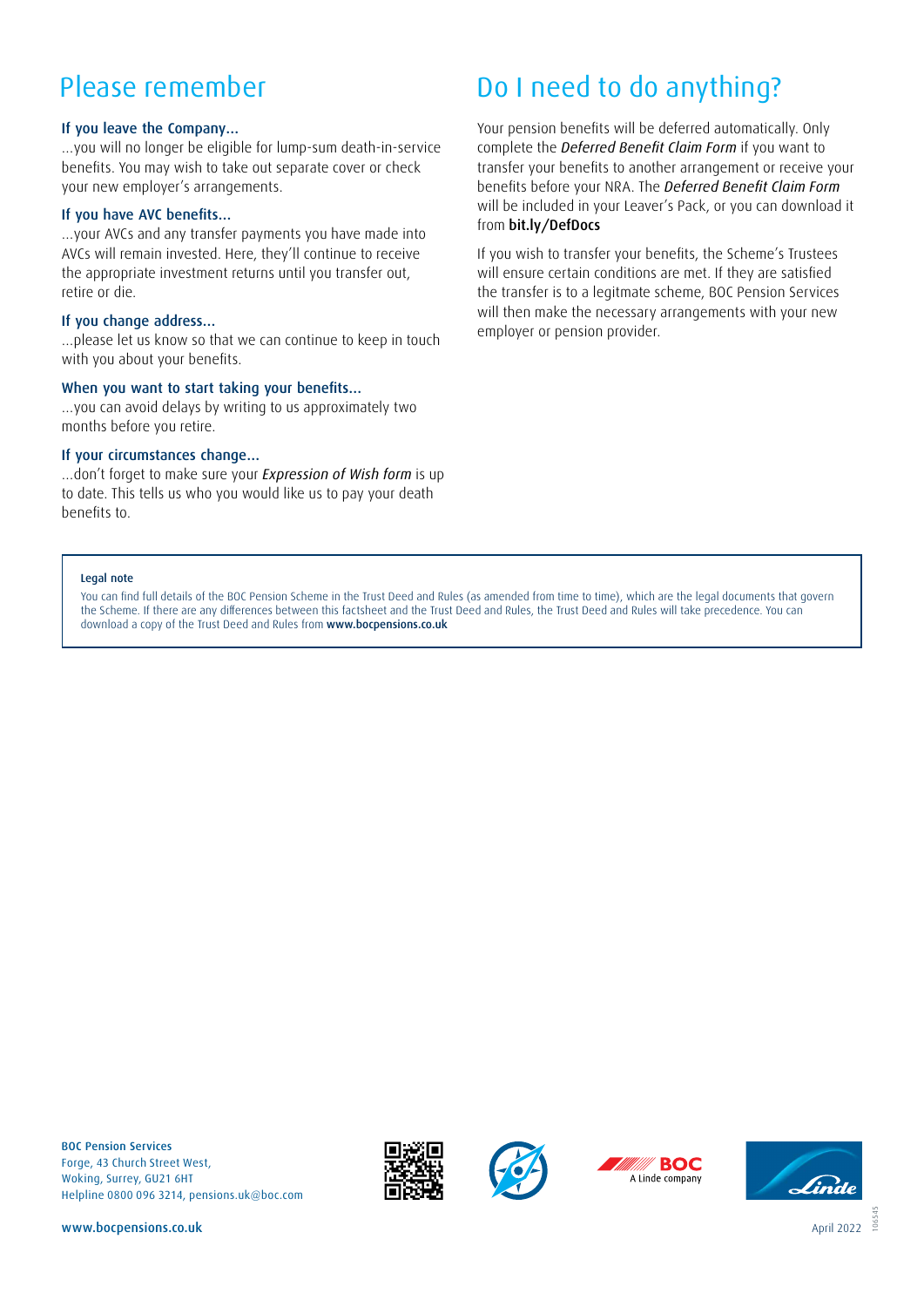# Please remember

### If you leave the Company...

...you will no longer be eligible for lump-sum death-in-service benefits. You may wish to take out separate cover or check your new employer's arrangements.

### If you have AVC benefits...

...your AVCs and any transfer payments you have made into AVCs will remain invested. Here, they'll continue to receive the appropriate investment returns until you transfer out, retire or die.

### If you change address...

...please let us know so that we can continue to keep in touch with you about your benefits.

### When you want to start taking your benefits...

...you can avoid delays by writing to us approximately two months before you retire.

### If your circumstances change...

...don't forget to make sure your *Expression of Wish form* is up to date. This tells us who you would like us to pay your death benefits to.

# Do I need to do anything?

Your pension benefits will be deferred automatically. Only complete the *Deferred Benefit Claim Form* if you want to transfer your benefits to another arrangement or receive your benefits before your NRA. The *Deferred Benefit Claim Form* will be included in your Leaver's Pack, or you can download it from **bit.ly/DefDocs**

If you wish to transfer your benefits, the Scheme's Trustees will ensure certain conditions are met. If they are satisfied the transfer is to a legitmate scheme, BOC Pension Services will then make the necessary arrangements with your new employer or pension provider.

**Legal note**

You can find full details of the BOC Pension Scheme in the Trust Deed and Rules (as amended from time to time), which are the legal documents that govern the Scheme. If there are any differences between this factsheet and the Trust Deed and Rules, the Trust Deed and Rules will take precedence. You can download a copy of the Trust Deed and Rules from **www.bocpensions.co.uk**

**BOC Pension Services**
Forge, 43 Church Street West,
Woking, Surrey, GU21 6HT
Helpline 0800 096 3214, pensions.uk@boc.com

www.bocpensions.co.uk

BOC A Linde company

Linde

April 2022

106545